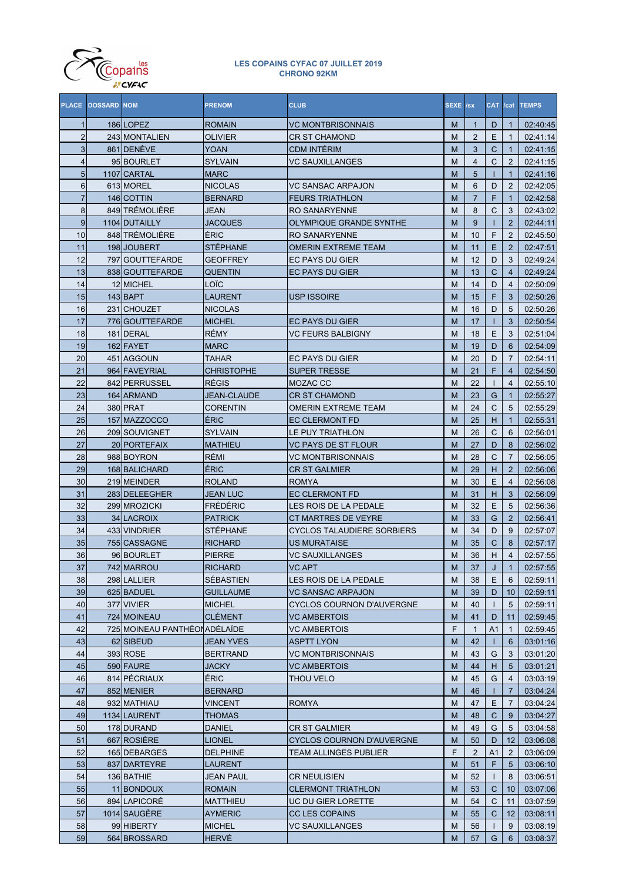**LES COPAINS CYFAC 07 JUILLET 2019**
**CHRONO 92KM**

| PLACE | DOSSARD | NOM | PRENOM | CLUB | SEXE | /sx | CAT | /cat | TEMPS |
|---|---|---|---|---|---|---|---|---|---|
| 1 | 186 | LOPEZ | ROMAIN | VC MONTBRISONNAIS | M | 1 | D | 1 | 02:40:45 |
| 2 | 243 | MONTALIEN | OLIVIER | CR ST CHAMOND | M | 2 | E | 1 | 02:41:14 |
| 3 | 861 | DENÈVE | YOAN | CDM INTÉRIM | M | 3 | C | 1 | 02:41:15 |
| 4 | 95 | BOURLET | SYLVAIN | VC SAUXILLANGES | M | 4 | C | 2 | 02:41:15 |
| 5 | 1107 | CARTAL | MARC | | M | 5 | I | 1 | 02:41:16 |
| 6 | 613 | MOREL | NICOLAS | VC SANSAC ARPAJON | M | 6 | D | 2 | 02:42:05 |
| 7 | 146 | COTTIN | BERNARD | FEURS TRIATHLON | M | 7 | F | 1 | 02:42:58 |
| 8 | 849 | TRÉMOLIÈRE | JEAN | RO SANARYENNE | M | 8 | C | 3 | 02:43:02 |
| 9 | 1104 | DUTAILLY | JACQUES | OLYMPIQUE GRANDE SYNTHE | M | 9 | I | 2 | 02:44:11 |
| 10 | 848 | TRÉMOLIÈRE | ÉRIC | RO SANARYENNE | M | 10 | F | 2 | 02:45:50 |
| 11 | 198 | JOUBERT | STÉPHANE | OMERIN EXTREME TEAM | M | 11 | E | 2 | 02:47:51 |
| 12 | 797 | GOUTTEFARDE | GEOFFREY | EC PAYS DU GIER | M | 12 | D | 3 | 02:49:24 |
| 13 | 838 | GOUTTEFARDE | QUENTIN | EC PAYS DU GIER | M | 13 | C | 4 | 02:49:24 |
| 14 | 12 | MICHEL | LOÏC | | M | 14 | D | 4 | 02:50:09 |
| 15 | 143 | BAPT | LAURENT | USP ISSOIRE | M | 15 | F | 3 | 02:50:26 |
| 16 | 231 | CHOUZET | NICOLAS | | M | 16 | D | 5 | 02:50:26 |
| 17 | 776 | GOUTTEFARDE | MICHEL | EC PAYS DU GIER | M | 17 | I | 3 | 02:50:54 |
| 18 | 181 | DERAL | RÉMY | VC FEURS BALBIGNY | M | 18 | E | 3 | 02:51:04 |
| 19 | 162 | FAYET | MARC | | M | 19 | D | 6 | 02:54:09 |
| 20 | 451 | AGGOUN | TAHAR | EC PAYS DU GIER | M | 20 | D | 7 | 02:54:11 |
| 21 | 964 | FAVEYRIAL | CHRISTOPHE | SUPER TRESSE | M | 21 | F | 4 | 02:54:50 |
| 22 | 842 | PERRUSSEL | RÉGIS | MOZAC CC | M | 22 | I | 4 | 02:55:10 |
| 23 | 164 | ARMAND | JEAN-CLAUDE | CR ST CHAMOND | M | 23 | G | 1 | 02:55:27 |
| 24 | 380 | PRAT | CORENTIN | OMERIN EXTREME TEAM | M | 24 | C | 5 | 02:55:29 |
| 25 | 157 | MAZZOCCO | ÉRIC | EC CLERMONT FD | M | 25 | H | 1 | 02:55:31 |
| 26 | 209 | SOUVIGNET | SYLVAIN | LE PUY TRIATHLON | M | 26 | C | 6 | 02:56:01 |
| 27 | 20 | PORTEFAIX | MATHIEU | VC PAYS DE ST FLOUR | M | 27 | D | 8 | 02:56:02 |
| 28 | 988 | BOYRON | RÉMI | VC MONTBRISONNAIS | M | 28 | C | 7 | 02:56:05 |
| 29 | 168 | BALICHARD | ÉRIC | CR ST GALMIER | M | 29 | H | 2 | 02:56:06 |
| 30 | 219 | MEINDER | ROLAND | ROMYA | M | 30 | E | 4 | 02:56:08 |
| 31 | 283 | DELEEGHER | JEAN LUC | EC CLERMONT FD | M | 31 | H | 3 | 02:56:09 |
| 32 | 299 | MROZICKI | FRÉDÉRIC | LES ROIS DE LA PEDALE | M | 32 | E | 5 | 02:56:36 |
| 33 | 34 | LACROIX | PATRICK | CT MARTRES DE VEYRE | M | 33 | G | 2 | 02:56:41 |
| 34 | 433 | VINDRIER | STÉPHANE | CYCLOS TALAUDIERE SORBIERS | M | 34 | D | 9 | 02:57:07 |
| 35 | 755 | CASSAGNE | RICHARD | US MURATAISE | M | 35 | C | 8 | 02:57:17 |
| 36 | 96 | BOURLET | PIERRE | VC SAUXILLANGES | M | 36 | H | 4 | 02:57:55 |
| 37 | 742 | MARROU | RICHARD | VC APT | M | 37 | J | 1 | 02:57:55 |
| 38 | 298 | LALLIER | SÉBASTIEN | LES ROIS DE LA PEDALE | M | 38 | E | 6 | 02:59:11 |
| 39 | 625 | BADUEL | GUILLAUME | VC SANSAC ARPAJON | M | 39 | D | 10 | 02:59:11 |
| 40 | 377 | VIVIER | MICHEL | CYCLOS COURNON D'AUVERGNE | M | 40 | I | 5 | 02:59:11 |
| 41 | 724 | MOINEAU | CLÉMENT | VC AMBERTOIS | M | 41 | D | 11 | 02:59:45 |
| 42 | 725 | MOINEAU PANTHÉON | ADÉLAÏDE | VC AMBERTOIS | F | 1 | A1 | 1 | 02:59:45 |
| 43 | 62 | SIBEUD | JEAN YVES | ASPTT LYON | M | 42 | I | 6 | 03:01:16 |
| 44 | 393 | ROSE | BERTRAND | VC MONTBRISONNAIS | M | 43 | G | 3 | 03:01:20 |
| 45 | 590 | FAURE | JACKY | VC AMBERTOIS | M | 44 | H | 5 | 03:01:21 |
| 46 | 814 | PÉCRIAUX | ÉRIC | THOU VELO | M | 45 | G | 4 | 03:03:19 |
| 47 | 852 | MENIER | BERNARD | | M | 46 | I | 7 | 03:04:24 |
| 48 | 932 | MATHIAU | VINCENT | ROMYA | M | 47 | E | 7 | 03:04:24 |
| 49 | 1134 | LAURENT | THOMAS | | M | 48 | C | 9 | 03:04:27 |
| 50 | 178 | DURAND | DANIEL | CR ST GALMIER | M | 49 | G | 5 | 03:04:58 |
| 51 | 667 | ROSIÈRE | LIONEL | CYCLOS COURNON D'AUVERGNE | M | 50 | D | 12 | 03:06:08 |
| 52 | 165 | DEBARGES | DELPHINE | TEAM ALLINGES PUBLIER | F | 2 | A1 | 2 | 03:06:09 |
| 53 | 837 | DARTEYRE | LAURENT | | M | 51 | F | 5 | 03:06:10 |
| 54 | 136 | BATHIE | JEAN PAUL | CR NEULISIEN | M | 52 | I | 8 | 03:06:51 |
| 55 | 11 | BONDOUX | ROMAIN | CLERMONT TRIATHLON | M | 53 | C | 10 | 03:07:06 |
| 56 | 894 | LAPICORÉ | MATTHIEU | UC DU GIER LORETTE | M | 54 | C | 11 | 03:07:59 |
| 57 | 1014 | SAUGÈRE | AYMERIC | CC LES COPAINS | M | 55 | C | 12 | 03:08:11 |
| 58 | 99 | HIBERTY | MICHEL | VC SAUXILLANGES | M | 56 | I | 9 | 03:08:19 |
| 59 | 564 | BROSSARD | HERVÉ | | M | 57 | G | 6 | 03:08:37 |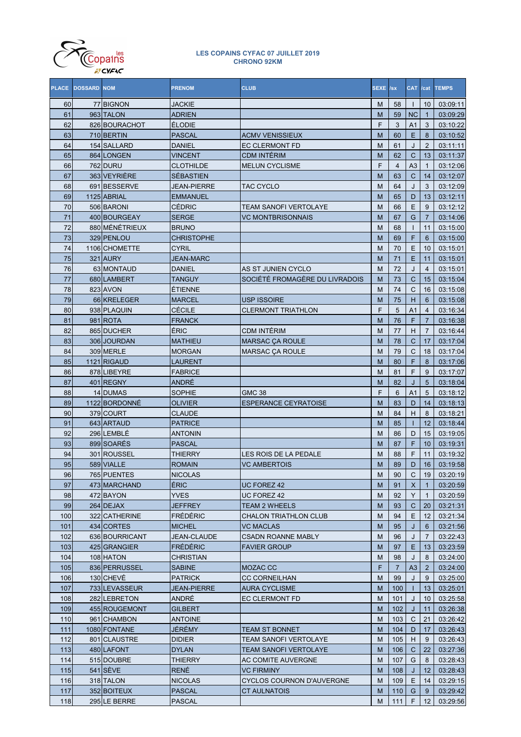## LES COPAINS CYFAC 07 JUILLET 2019
## CHRONO 92KM

| PLACE | DOSSARD | NOM | PRENOM | CLUB | SEXE | /sx | CAT | /cat | TEMPS |
|---|---|---|---|---|---|---|---|---|---|
| 60 | 77 | BIGNON | JACKIE | | M | 58 | I | 10 | 03:09:11 |
| 61 | 963 | TALON | ADRIEN | | M | 59 | NC | 1 | 03:09:29 |
| 62 | 826 | BOURACHOT | ÉLODIE | | F | 3 | A1 | 3 | 03:10:22 |
| 63 | 710 | BERTIN | PASCAL | ACMV VENISSIEUX | M | 60 | E | 8 | 03:10:52 |
| 64 | 154 | SALLARD | DANIEL | EC CLERMONT FD | M | 61 | J | 2 | 03:11:11 |
| 65 | 864 | LONGEN | VINCENT | CDM INTÉRIM | M | 62 | C | 13 | 03:11:37 |
| 66 | 762 | DURU | CLOTHILDE | MELUN CYCLISME | F | 4 | A3 | 1 | 03:12:06 |
| 67 | 363 | VEYRIÈRE | SÉBASTIEN | | M | 63 | C | 14 | 03:12:07 |
| 68 | 691 | BESSERVE | JEAN-PIERRE | TAC CYCLO | M | 64 | J | 3 | 03:12:09 |
| 69 | 1125 | ABRIAL | EMMANUEL | | M | 65 | D | 13 | 03:12:11 |
| 70 | 506 | BARONI | CÉDRIC | TEAM SANOFI VERTOLAYE | M | 66 | E | 9 | 03:12:12 |
| 71 | 400 | BOURGEAY | SERGE | VC MONTBRISONNAIS | M | 67 | G | 7 | 03:14:06 |
| 72 | 880 | MÉNÉTRIEUX | BRUNO | | M | 68 | I | 11 | 03:15:00 |
| 73 | 329 | PENLOU | CHRISTOPHE | | M | 69 | F | 6 | 03:15:00 |
| 74 | 1106 | CHOMETTE | CYRIL | | M | 70 | E | 10 | 03:15:01 |
| 75 | 321 | AURY | JEAN-MARC | | M | 71 | E | 11 | 03:15:01 |
| 76 | 63 | MONTAUD | DANIEL | AS ST JUNIEN CYCLO | M | 72 | J | 4 | 03:15:01 |
| 77 | 680 | LAMBERT | TANGUY | SOCIÉTÉ FROMAGÈRE DU LIVRADOIS | M | 73 | C | 15 | 03:15:04 |
| 78 | 823 | AVON | ÉTIENNE | | M | 74 | C | 16 | 03:15:08 |
| 79 | 66 | KRELEGER | MARCEL | USP ISSOIRE | M | 75 | H | 6 | 03:15:08 |
| 80 | 938 | PLAQUIN | CÉCILE | CLERMONT TRIATHLON | F | 5 | A1 | 4 | 03:16:34 |
| 81 | 981 | ROTA | FRANCK | | M | 76 | F | 7 | 03:16:38 |
| 82 | 865 | DUCHER | ÉRIC | CDM INTÉRIM | M | 77 | H | 7 | 03:16:44 |
| 83 | 306 | JOURDAN | MATHIEU | MARSAC ÇA ROULE | M | 78 | C | 17 | 03:17:04 |
| 84 | 309 | MERLE | MORGAN | MARSAC ÇA ROULE | M | 79 | C | 18 | 03:17:04 |
| 85 | 1121 | RIGAUD | LAURENT | | M | 80 | F | 8 | 03:17:06 |
| 86 | 878 | LIBEYRE | FABRICE | | M | 81 | F | 9 | 03:17:07 |
| 87 | 401 | REGNY | ANDRÉ | | M | 82 | J | 5 | 03:18:04 |
| 88 | 14 | DUMAS | SOPHIE | GMC 38 | F | 6 | A1 | 5 | 03:18:12 |
| 89 | 1122 | BORDONNÉ | OLIVIER | ESPERANCE CEYRATOISE | M | 83 | D | 14 | 03:18:13 |
| 90 | 379 | COURT | CLAUDE | | M | 84 | H | 8 | 03:18:21 |
| 91 | 643 | ARTAUD | PATRICE | | M | 85 | I | 12 | 03:18:44 |
| 92 | 296 | LEMBLÉ | ANTONIN | | M | 86 | D | 15 | 03:19:05 |
| 93 | 899 | SOARÉS | PASCAL | | M | 87 | F | 10 | 03:19:31 |
| 94 | 301 | ROUSSEL | THIERRY | LES ROIS DE LA PEDALE | M | 88 | F | 11 | 03:19:32 |
| 95 | 589 | VIALLE | ROMAIN | VC AMBERTOIS | M | 89 | D | 16 | 03:19:58 |
| 96 | 765 | PUENTES | NICOLAS | | M | 90 | C | 19 | 03:20:19 |
| 97 | 473 | MARCHAND | ÉRIC | UC FOREZ 42 | M | 91 | X | 1 | 03:20:59 |
| 98 | 472 | BAYON | YVES | UC FOREZ 42 | M | 92 | Y | 1 | 03:20:59 |
| 99 | 264 | DEJAX | JEFFREY | TEAM 2 WHEELS | M | 93 | C | 20 | 03:21:31 |
| 100 | 322 | CATHERINE | FRÉDÉRIC | CHALON TRIATHLON CLUB | M | 94 | E | 12 | 03:21:34 |
| 101 | 434 | CORTES | MICHEL | VC MACLAS | M | 95 | J | 6 | 03:21:56 |
| 102 | 636 | BOURRICANT | JEAN-CLAUDE | CSADN ROANNE MABLY | M | 96 | J | 7 | 03:22:43 |
| 103 | 425 | GRANGIER | FRÉDÉRIC | FAVIER GROUP | M | 97 | E | 13 | 03:23:59 |
| 104 | 108 | HATON | CHRISTIAN | | M | 98 | J | 8 | 03:24:00 |
| 105 | 836 | PERRUSSEL | SABINE | MOZAC CC | F | 7 | A3 | 2 | 03:24:00 |
| 106 | 130 | CHEVÉ | PATRICK | CC CORNEILHAN | M | 99 | J | 9 | 03:25:00 |
| 107 | 733 | LEVASSEUR | JEAN-PIERRE | AURA CYCLISME | M | 100 | I | 13 | 03:25:01 |
| 108 | 282 | LEBRETON | ANDRÉ | EC CLERMONT FD | M | 101 | J | 10 | 03:25:58 |
| 109 | 455 | ROUGEMONT | GILBERT | | M | 102 | J | 11 | 03:26:38 |
| 110 | 961 | CHAMBON | ANTOINE | | M | 103 | C | 21 | 03:26:42 |
| 111 | 1080 | FONTANE | JÉRÉMY | TEAM ST BONNET | M | 104 | D | 17 | 03:26:43 |
| 112 | 801 | CLAUSTRE | DIDIER | TEAM SANOFI VERTOLAYE | M | 105 | H | 9 | 03:26:43 |
| 113 | 480 | LAFONT | DYLAN | TEAM SANOFI VERTOLAYE | M | 106 | C | 22 | 03:27:36 |
| 114 | 515 | DOUBRE | THIERRY | AC COMITE AUVERGNE | M | 107 | G | 8 | 03:28:43 |
| 115 | 541 | SÈVE | RENÉ | VC FIRMINY | M | 108 | J | 12 | 03:28:43 |
| 116 | 318 | TALON | NICOLAS | CYCLOS COURNON D'AUVERGNE | M | 109 | E | 14 | 03:29:15 |
| 117 | 352 | BOITEUX | PASCAL | CT AULNATOIS | M | 110 | G | 9 | 03:29:42 |
| 118 | 295 | LE BERRE | PASCAL | | M | 111 | F | 12 | 03:29:56 |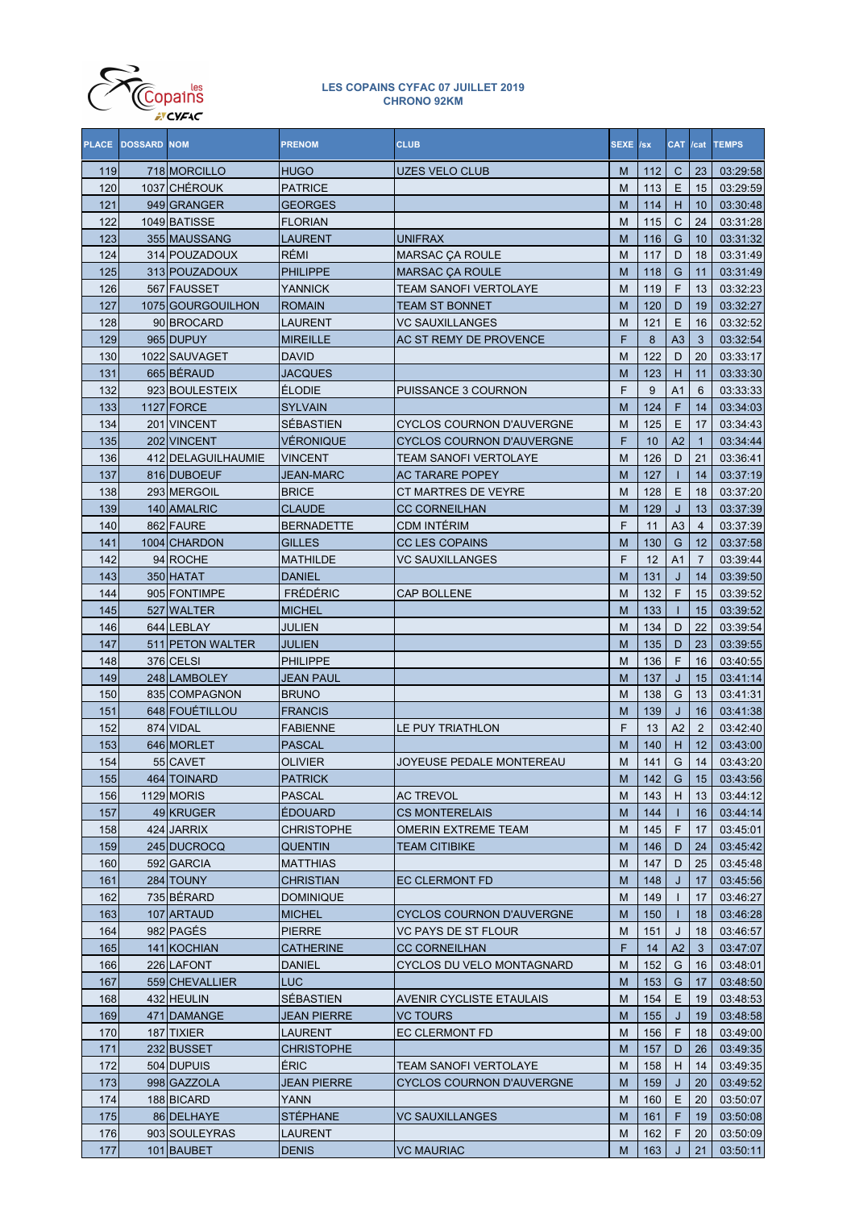**LES COPAINS CYFAC 07 JUILLET 2019**
**CHRONO 92KM**

| PLACE | DOSSARD | NOM | PRENOM | CLUB | SEXE | /sx | CAT | /cat | TEMPS |
|---|---|---|---|---|---|---|---|---|---|
| 119 | 718 | MORCILLO | HUGO | UZES VELO CLUB | M | 112 | C | 23 | 03:29:58 |
| 120 | 1037 | CHÉROUK | PATRICE | | M | 113 | E | 15 | 03:29:59 |
| 121 | 949 | GRANGER | GEORGES | | M | 114 | H | 10 | 03:30:48 |
| 122 | 1049 | BATISSE | FLORIAN | | M | 115 | C | 24 | 03:31:28 |
| 123 | 355 | MAUSSANG | LAURENT | UNIFRAX | M | 116 | G | 10 | 03:31:32 |
| 124 | 314 | POUZADOUX | RÉMI | MARSAC ÇA ROULE | M | 117 | D | 18 | 03:31:49 |
| 125 | 313 | POUZADOUX | PHILIPPE | MARSAC ÇA ROULE | M | 118 | G | 11 | 03:31:49 |
| 126 | 567 | FAUSSET | YANNICK | TEAM SANOFI VERTOLAYE | M | 119 | F | 13 | 03:32:23 |
| 127 | 1075 | GOURGOUILHON | ROMAIN | TEAM ST BONNET | M | 120 | D | 19 | 03:32:27 |
| 128 | 90 | BROCARD | LAURENT | VC SAUXILLANGES | M | 121 | E | 16 | 03:32:52 |
| 129 | 965 | DUPUY | MIREILLE | AC ST REMY DE PROVENCE | F | 8 | A3 | 3 | 03:32:54 |
| 130 | 1022 | SAUVAGET | DAVID | | M | 122 | D | 20 | 03:33:17 |
| 131 | 665 | BÉRAUD | JACQUES | | M | 123 | H | 11 | 03:33:30 |
| 132 | 923 | BOULESTEIX | ÉLODIE | PUISSANCE 3 COURNON | F | 9 | A1 | 6 | 03:33:33 |
| 133 | 1127 | FORCE | SYLVAIN | | M | 124 | F | 14 | 03:34:03 |
| 134 | 201 | VINCENT | SÉBASTIEN | CYCLOS COURNON D'AUVERGNE | M | 125 | E | 17 | 03:34:43 |
| 135 | 202 | VINCENT | VÉRONIQUE | CYCLOS COURNON D'AUVERGNE | F | 10 | A2 | 1 | 03:34:44 |
| 136 | 412 | DELAGUILHAUMIE | VINCENT | TEAM SANOFI VERTOLAYE | M | 126 | D | 21 | 03:36:41 |
| 137 | 816 | DUBOEUF | JEAN-MARC | AC TARARE POPEY | M | 127 | I | 14 | 03:37:19 |
| 138 | 293 | MERGOIL | BRICE | CT MARTRES DE VEYRE | M | 128 | E | 18 | 03:37:20 |
| 139 | 140 | AMALRIC | CLAUDE | CC CORNEILHAN | M | 129 | J | 13 | 03:37:39 |
| 140 | 862 | FAURE | BERNADETTE | CDM INTÉRIM | F | 11 | A3 | 4 | 03:37:39 |
| 141 | 1004 | CHARDON | GILLES | CC LES COPAINS | M | 130 | G | 12 | 03:37:58 |
| 142 | 94 | ROCHE | MATHILDE | VC SAUXILLANGES | F | 12 | A1 | 7 | 03:39:44 |
| 143 | 350 | HATAT | DANIEL | | M | 131 | J | 14 | 03:39:50 |
| 144 | 905 | FONTIMPE | FRÉDÉRIC | CAP BOLLENE | M | 132 | F | 15 | 03:39:52 |
| 145 | 527 | WALTER | MICHEL | | M | 133 | I | 15 | 03:39:52 |
| 146 | 644 | LEBLAY | JULIEN | | M | 134 | D | 22 | 03:39:54 |
| 147 | 511 | PETON WALTER | JULIEN | | M | 135 | D | 23 | 03:39:55 |
| 148 | 376 | CELSI | PHILIPPE | | M | 136 | F | 16 | 03:40:55 |
| 149 | 248 | LAMBOLEY | JEAN PAUL | | M | 137 | J | 15 | 03:41:14 |
| 150 | 835 | COMPAGNON | BRUNO | | M | 138 | G | 13 | 03:41:31 |
| 151 | 648 | FOUÉTILLOU | FRANCIS | | M | 139 | J | 16 | 03:41:38 |
| 152 | 874 | VIDAL | FABIENNE | LE PUY TRIATHLON | F | 13 | A2 | 2 | 03:42:40 |
| 153 | 646 | MORLET | PASCAL | | M | 140 | H | 12 | 03:43:00 |
| 154 | 55 | CAVET | OLIVIER | JOYEUSE PEDALE MONTEREAU | M | 141 | G | 14 | 03:43:20 |
| 155 | 464 | TOINARD | PATRICK | | M | 142 | G | 15 | 03:43:56 |
| 156 | 1129 | MORIS | PASCAL | AC TREVOL | M | 143 | H | 13 | 03:44:12 |
| 157 | 49 | KRUGER | ÉDOUARD | CS MONTERELAIS | M | 144 | I | 16 | 03:44:14 |
| 158 | 424 | JARRIX | CHRISTOPHE | OMERIN EXTREME TEAM | M | 145 | F | 17 | 03:45:01 |
| 159 | 245 | DUCROCQ | QUENTIN | TEAM CITIBIKE | M | 146 | D | 24 | 03:45:42 |
| 160 | 592 | GARCIA | MATTHIAS | | M | 147 | D | 25 | 03:45:48 |
| 161 | 284 | TOUNY | CHRISTIAN | EC CLERMONT FD | M | 148 | J | 17 | 03:45:56 |
| 162 | 735 | BÉRARD | DOMINIQUE | | M | 149 | I | 17 | 03:46:27 |
| 163 | 107 | ARTAUD | MICHEL | CYCLOS COURNON D'AUVERGNE | M | 150 | I | 18 | 03:46:28 |
| 164 | 982 | PAGÉS | PIERRE | VC PAYS DE ST FLOUR | M | 151 | J | 18 | 03:46:57 |
| 165 | 141 | KOCHIAN | CATHERINE | CC CORNEILHAN | F | 14 | A2 | 3 | 03:47:07 |
| 166 | 226 | LAFONT | DANIEL | CYCLOS DU VELO MONTAGNARD | M | 152 | G | 16 | 03:48:01 |
| 167 | 559 | CHEVALLIER | LUC | | M | 153 | G | 17 | 03:48:50 |
| 168 | 432 | HEULIN | SÉBASTIEN | AVENIR CYCLISTE ETAULAIS | M | 154 | E | 19 | 03:48:53 |
| 169 | 471 | DAMANGE | JEAN PIERRE | VC TOURS | M | 155 | J | 19 | 03:48:58 |
| 170 | 187 | TIXIER | LAURENT | EC CLERMONT FD | M | 156 | F | 18 | 03:49:00 |
| 171 | 232 | BUSSET | CHRISTOPHE | | M | 157 | D | 26 | 03:49:35 |
| 172 | 504 | DUPUIS | ÉRIC | TEAM SANOFI VERTOLAYE | M | 158 | H | 14 | 03:49:35 |
| 173 | 998 | GAZZOLA | JEAN PIERRE | CYCLOS COURNON D'AUVERGNE | M | 159 | J | 20 | 03:49:52 |
| 174 | 188 | BICARD | YANN | | M | 160 | E | 20 | 03:50:07 |
| 175 | 86 | DELHAYE | STÉPHANE | VC SAUXILLANGES | M | 161 | F | 19 | 03:50:08 |
| 176 | 903 | SOULEYRAS | LAURENT | | M | 162 | F | 20 | 03:50:09 |
| 177 | 101 | BAUBET | DENIS | VC MAURIAC | M | 163 | J | 21 | 03:50:11 |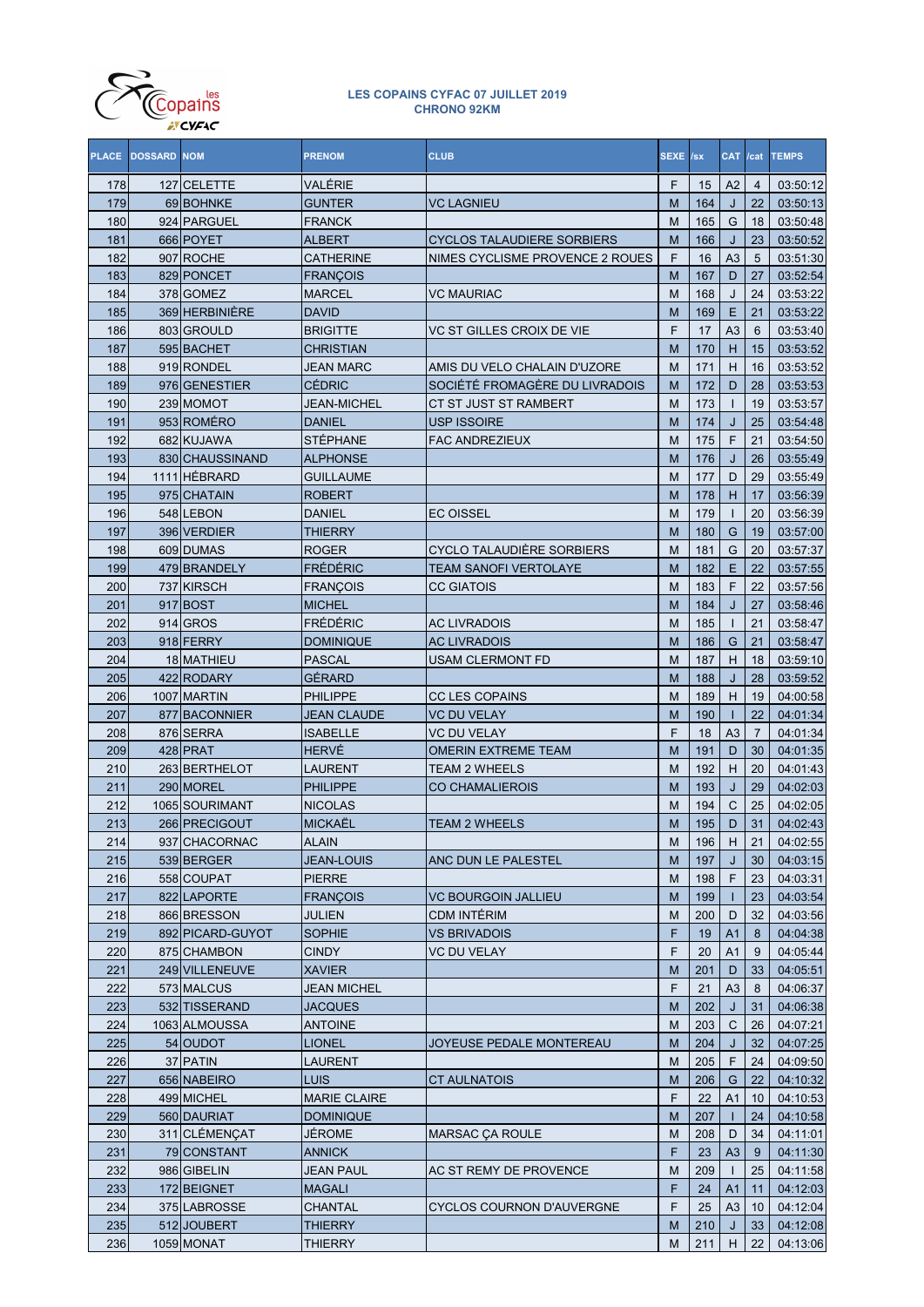**LES COPAINS CYFAC 07 JUILLET 2019**
**CHRONO 92KM**

| PLACE | DOSSARD | NOM | PRENOM | CLUB | SEXE | /sx | CAT | /cat | TEMPS |
|---|---|---|---|---|---|---|---|---|---|
| 178 | 127 | CELETTE | VALÉRIE | | F | 15 | A2 | 4 | 03:50:12 |
| 179 | 69 | BOHNKE | GUNTER | VC LAGNIEU | M | 164 | J | 22 | 03:50:13 |
| 180 | 924 | PARGUEL | FRANCK | | M | 165 | G | 18 | 03:50:48 |
| 181 | 666 | POYET | ALBERT | CYCLOS TALAUDIERE SORBIERS | M | 166 | J | 23 | 03:50:52 |
| 182 | 907 | ROCHE | CATHERINE | NIMES CYCLISME PROVENCE 2 ROUES | F | 16 | A3 | 5 | 03:51:30 |
| 183 | 829 | PONCET | FRANÇOIS | | M | 167 | D | 27 | 03:52:54 |
| 184 | 378 | GOMEZ | MARCEL | VC MAURIAC | M | 168 | J | 24 | 03:53:22 |
| 185 | 369 | HERBINIÈRE | DAVID | | M | 169 | E | 21 | 03:53:22 |
| 186 | 803 | GROULD | BRIGITTE | VC ST GILLES CROIX DE VIE | F | 17 | A3 | 6 | 03:53:40 |
| 187 | 595 | BACHET | CHRISTIAN | | M | 170 | H | 15 | 03:53:52 |
| 188 | 919 | RONDEL | JEAN MARC | AMIS DU VELO CHALAIN D'UZORE | M | 171 | H | 16 | 03:53:52 |
| 189 | 976 | GENESTIER | CÉDRIC | SOCIÉTÉ FROMAGÈRE DU LIVRADOIS | M | 172 | D | 28 | 03:53:53 |
| 190 | 239 | MOMOT | JEAN-MICHEL | CT ST JUST ST RAMBERT | M | 173 | I | 19 | 03:53:57 |
| 191 | 953 | ROMÉRO | DANIEL | USP ISSOIRE | M | 174 | J | 25 | 03:54:48 |
| 192 | 682 | KUJAWA | STÉPHANE | FAC ANDREZIEUX | M | 175 | F | 21 | 03:54:50 |
| 193 | 830 | CHAUSSINAND | ALPHONSE | | M | 176 | J | 26 | 03:55:49 |
| 194 | 1111 | HÉBRARD | GUILLAUME | | M | 177 | D | 29 | 03:55:49 |
| 195 | 975 | CHATAIN | ROBERT | | M | 178 | H | 17 | 03:56:39 |
| 196 | 548 | LEBON | DANIEL | EC OISSEL | M | 179 | I | 20 | 03:56:39 |
| 197 | 396 | VERDIER | THIERRY | | M | 180 | G | 19 | 03:57:00 |
| 198 | 609 | DUMAS | ROGER | CYCLO TALAUDIÈRE SORBIERS | M | 181 | G | 20 | 03:57:37 |
| 199 | 479 | BRANDELY | FRÉDÉRIC | TEAM SANOFI VERTOLAYE | M | 182 | E | 22 | 03:57:55 |
| 200 | 737 | KIRSCH | FRANÇOIS | CC GIATOIS | M | 183 | F | 22 | 03:57:56 |
| 201 | 917 | BOST | MICHEL | | M | 184 | J | 27 | 03:58:46 |
| 202 | 914 | GROS | FRÉDÉRIC | AC LIVRADOIS | M | 185 | I | 21 | 03:58:47 |
| 203 | 918 | FERRY | DOMINIQUE | AC LIVRADOIS | M | 186 | G | 21 | 03:58:47 |
| 204 | 18 | MATHIEU | PASCAL | USAM CLERMONT FD | M | 187 | H | 18 | 03:59:10 |
| 205 | 422 | RODARY | GÉRARD | | M | 188 | J | 28 | 03:59:52 |
| 206 | 1007 | MARTIN | PHILIPPE | CC LES COPAINS | M | 189 | H | 19 | 04:00:58 |
| 207 | 877 | BACONNIER | JEAN CLAUDE | VC DU VELAY | M | 190 | I | 22 | 04:01:34 |
| 208 | 876 | SERRA | ISABELLE | VC DU VELAY | F | 18 | A3 | 7 | 04:01:34 |
| 209 | 428 | PRAT | HERVÉ | OMERIN EXTREME TEAM | M | 191 | D | 30 | 04:01:35 |
| 210 | 263 | BERTHELOT | LAURENT | TEAM 2 WHEELS | M | 192 | H | 20 | 04:01:43 |
| 211 | 290 | MOREL | PHILIPPE | CO CHAMALIEROIS | M | 193 | J | 29 | 04:02:03 |
| 212 | 1065 | SOURIMANT | NICOLAS | | M | 194 | C | 25 | 04:02:05 |
| 213 | 266 | PRECIGOUT | MICKAËL | TEAM 2 WHEELS | M | 195 | D | 31 | 04:02:43 |
| 214 | 937 | CHACORNAC | ALAIN | | M | 196 | H | 21 | 04:02:55 |
| 215 | 539 | BERGER | JEAN-LOUIS | ANC DUN LE PALESTEL | M | 197 | J | 30 | 04:03:15 |
| 216 | 558 | COUPAT | PIERRE | | M | 198 | F | 23 | 04:03:31 |
| 217 | 822 | LAPORTE | FRANÇOIS | VC BOURGOIN JALLIEU | M | 199 | I | 23 | 04:03:54 |
| 218 | 866 | BRESSON | JULIEN | CDM INTÉRIM | M | 200 | D | 32 | 04:03:56 |
| 219 | 892 | PICARD-GUYOT | SOPHIE | VS BRIVADOIS | F | 19 | A1 | 8 | 04:04:38 |
| 220 | 875 | CHAMBON | CINDY | VC DU VELAY | F | 20 | A1 | 9 | 04:05:44 |
| 221 | 249 | VILLENEUVE | XAVIER | | M | 201 | D | 33 | 04:05:51 |
| 222 | 573 | MALCUS | JEAN MICHEL | | F | 21 | A3 | 8 | 04:06:37 |
| 223 | 532 | TISSERAND | JACQUES | | M | 202 | J | 31 | 04:06:38 |
| 224 | 1063 | ALMOUSSA | ANTOINE | | M | 203 | C | 26 | 04:07:21 |
| 225 | 54 | OUDOT | LIONEL | JOYEUSE PEDALE MONTEREAU | M | 204 | J | 32 | 04:07:25 |
| 226 | 37 | PATIN | LAURENT | | M | 205 | F | 24 | 04:09:50 |
| 227 | 656 | NABEIRO | LUIS | CT AULNATOIS | M | 206 | G | 22 | 04:10:32 |
| 228 | 499 | MICHEL | MARIE CLAIRE | | F | 22 | A1 | 10 | 04:10:53 |
| 229 | 560 | DAURIAT | DOMINIQUE | | M | 207 | I | 24 | 04:10:58 |
| 230 | 311 | CLÉMENÇAT | JÉROME | MARSAC ÇA ROULE | M | 208 | D | 34 | 04:11:01 |
| 231 | 79 | CONSTANT | ANNICK | | F | 23 | A3 | 9 | 04:11:30 |
| 232 | 986 | GIBELIN | JEAN PAUL | AC ST REMY DE PROVENCE | M | 209 | I | 25 | 04:11:58 |
| 233 | 172 | BEIGNET | MAGALI | | F | 24 | A1 | 11 | 04:12:03 |
| 234 | 375 | LABROSSE | CHANTAL | CYCLOS COURNON D'AUVERGNE | F | 25 | A3 | 10 | 04:12:04 |
| 235 | 512 | JOUBERT | THIERRY | | M | 210 | J | 33 | 04:12:08 |
| 236 | 1059 | MONAT | THIERRY | | M | 211 | H | 22 | 04:13:06 |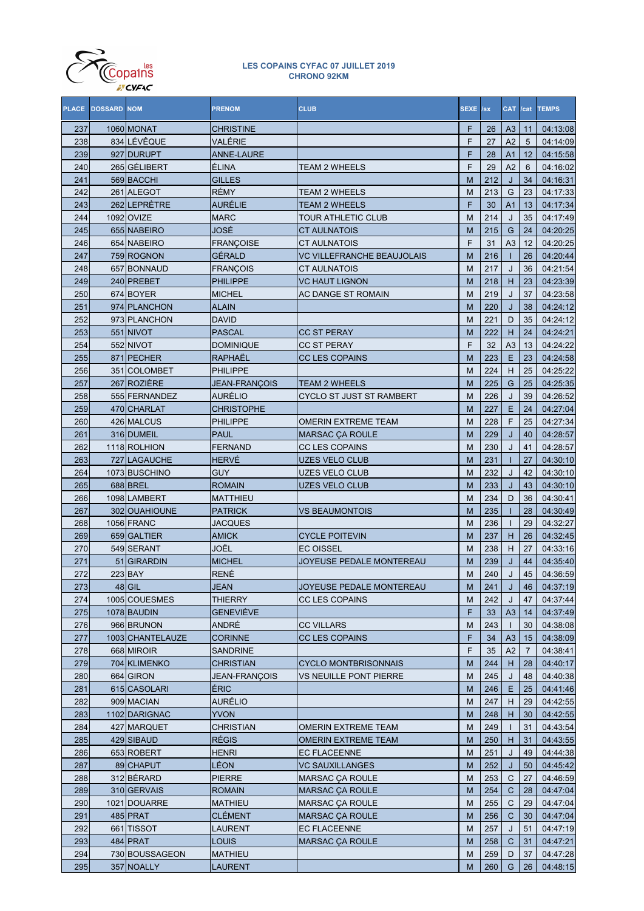## LES COPAINS CYFAC 07 JUILLET 2019
## CHRONO 92KM

| PLACE | DOSSARD | NOM | PRENOM | CLUB | SEXE | /sx | CAT | /cat | TEMPS |
|---|---|---|---|---|---|---|---|---|---|
| 237 | 1060 | MONAT | CHRISTINE | | F | 26 | A3 | 11 | 04:13:08 |
| 238 | 834 | LÉVÊQUE | VALÉRIE | | F | 27 | A2 | 5 | 04:14:09 |
| 239 | 927 | DURUPT | ANNE-LAURE | | F | 28 | A1 | 12 | 04:15:58 |
| 240 | 265 | GÉLIBERT | ÉLINA | TEAM 2 WHEELS | F | 29 | A2 | 6 | 04:16:02 |
| 241 | 569 | BACCHI | GILLES | | M | 212 | J | 34 | 04:16:31 |
| 242 | 261 | ALEGOT | RÉMY | TEAM 2 WHEELS | M | 213 | G | 23 | 04:17:33 |
| 243 | 262 | LEPRÈTRE | AURÉLIE | TEAM 2 WHEELS | F | 30 | A1 | 13 | 04:17:34 |
| 244 | 1092 | OVIZE | MARC | TOUR ATHLETIC CLUB | M | 214 | J | 35 | 04:17:49 |
| 245 | 655 | NABEIRO | JOSÉ | CT AULNATOIS | M | 215 | G | 24 | 04:20:25 |
| 246 | 654 | NABEIRO | FRANÇOISE | CT AULNATOIS | F | 31 | A3 | 12 | 04:20:25 |
| 247 | 759 | ROGNON | GÉRALD | VC VILLEFRANCHE BEAUJOLAIS | M | 216 | I | 26 | 04:20:44 |
| 248 | 657 | BONNAUD | FRANÇOIS | CT AULNATOIS | M | 217 | J | 36 | 04:21:54 |
| 249 | 240 | PREBET | PHILIPPE | VC HAUT LIGNON | M | 218 | H | 23 | 04:23:39 |
| 250 | 674 | BOYER | MICHEL | AC DANGE ST ROMAIN | M | 219 | J | 37 | 04:23:58 |
| 251 | 974 | PLANCHON | ALAIN | | M | 220 | J | 38 | 04:24:12 |
| 252 | 973 | PLANCHON | DAVID | | M | 221 | D | 35 | 04:24:12 |
| 253 | 551 | NIVOT | PASCAL | CC ST PERAY | M | 222 | H | 24 | 04:24:21 |
| 254 | 552 | NIVOT | DOMINIQUE | CC ST PERAY | F | 32 | A3 | 13 | 04:24:22 |
| 255 | 871 | PECHER | RAPHAËL | CC LES COPAINS | M | 223 | E | 23 | 04:24:58 |
| 256 | 351 | COLOMBET | PHILIPPE | | M | 224 | H | 25 | 04:25:22 |
| 257 | 267 | ROZIÈRE | JEAN-FRANÇOIS | TEAM 2 WHEELS | M | 225 | G | 25 | 04:25:35 |
| 258 | 555 | FERNANDEZ | AURÉLIO | CYCLO ST JUST ST RAMBERT | M | 226 | J | 39 | 04:26:52 |
| 259 | 470 | CHARLAT | CHRISTOPHE | | M | 227 | E | 24 | 04:27:04 |
| 260 | 426 | MALCUS | PHILIPPE | OMERIN EXTREME TEAM | M | 228 | F | 25 | 04:27:34 |
| 261 | 316 | DUMEIL | PAUL | MARSAC ÇA ROULE | M | 229 | J | 40 | 04:28:57 |
| 262 | 1118 | ROLHION | FERNAND | CC LES COPAINS | M | 230 | J | 41 | 04:28:57 |
| 263 | 727 | LAGAUCHE | HERVÉ | UZES VELO CLUB | M | 231 | I | 27 | 04:30:10 |
| 264 | 1073 | BUSCHINO | GUY | UZES VELO CLUB | M | 232 | J | 42 | 04:30:10 |
| 265 | 688 | BREL | ROMAIN | UZES VELO CLUB | M | 233 | J | 43 | 04:30:10 |
| 266 | 1098 | LAMBERT | MATTHIEU | | M | 234 | D | 36 | 04:30:41 |
| 267 | 302 | OUAHIOUNE | PATRICK | VS BEAUMONTOIS | M | 235 | I | 28 | 04:30:49 |
| 268 | 1056 | FRANC | JACQUES | | M | 236 | I | 29 | 04:32:27 |
| 269 | 659 | GALTIER | AMICK | CYCLE POITEVIN | M | 237 | H | 26 | 04:32:45 |
| 270 | 549 | SERANT | JOËL | EC OISSEL | M | 238 | H | 27 | 04:33:16 |
| 271 | 51 | GIRARDIN | MICHEL | JOYEUSE PEDALE MONTEREAU | M | 239 | J | 44 | 04:35:40 |
| 272 | 223 | BAY | RENÉ | | M | 240 | J | 45 | 04:36:59 |
| 273 | 48 | GIL | JEAN | JOYEUSE PEDALE MONTEREAU | M | 241 | J | 46 | 04:37:19 |
| 274 | 1005 | COUESMES | THIERRY | CC LES COPAINS | M | 242 | J | 47 | 04:37:44 |
| 275 | 1078 | BAUDIN | GENEVIÈVE | | F | 33 | A3 | 14 | 04:37:49 |
| 276 | 966 | BRUNON | ANDRÉ | CC VILLARS | M | 243 | I | 30 | 04:38:08 |
| 277 | 1003 | CHANTELAUZE | CORINNE | CC LES COPAINS | F | 34 | A3 | 15 | 04:38:09 |
| 278 | 668 | MIROIR | SANDRINE | | F | 35 | A2 | 7 | 04:38:41 |
| 279 | 704 | KLIMENKO | CHRISTIAN | CYCLO MONTBRISONNAIS | M | 244 | H | 28 | 04:40:17 |
| 280 | 664 | GIRON | JEAN-FRANÇOIS | VS NEUILLE PONT PIERRE | M | 245 | J | 48 | 04:40:38 |
| 281 | 615 | CASOLARI | ÉRIC | | M | 246 | E | 25 | 04:41:46 |
| 282 | 909 | MACIAN | AURÉLIO | | M | 247 | H | 29 | 04:42:55 |
| 283 | 1102 | DARIGNAC | YVON | | M | 248 | H | 30 | 04:42:55 |
| 284 | 427 | MARQUET | CHRISTIAN | OMERIN EXTREME TEAM | M | 249 | I | 31 | 04:43:54 |
| 285 | 429 | SIBAUD | RÉGIS | OMERIN EXTREME TEAM | M | 250 | H | 31 | 04:43:55 |
| 286 | 653 | ROBERT | HENRI | EC FLACEENNE | M | 251 | J | 49 | 04:44:38 |
| 287 | 89 | CHAPUT | LÉON | VC SAUXILLANGES | M | 252 | J | 50 | 04:45:42 |
| 288 | 312 | BÉRARD | PIERRE | MARSAC ÇA ROULE | M | 253 | C | 27 | 04:46:59 |
| 289 | 310 | GERVAIS | ROMAIN | MARSAC ÇA ROULE | M | 254 | C | 28 | 04:47:04 |
| 290 | 1021 | DOUARRE | MATHIEU | MARSAC ÇA ROULE | M | 255 | C | 29 | 04:47:04 |
| 291 | 485 | PRAT | CLÉMENT | MARSAC ÇA ROULE | M | 256 | C | 30 | 04:47:04 |
| 292 | 661 | TISSOT | LAURENT | EC FLACEENNE | M | 257 | J | 51 | 04:47:19 |
| 293 | 484 | PRAT | LOUIS | MARSAC ÇA ROULE | M | 258 | C | 31 | 04:47:21 |
| 294 | 730 | BOUSSAGEON | MATHIEU | | M | 259 | D | 37 | 04:47:28 |
| 295 | 357 | NOALLY | LAURENT | | M | 260 | G | 26 | 04:48:15 |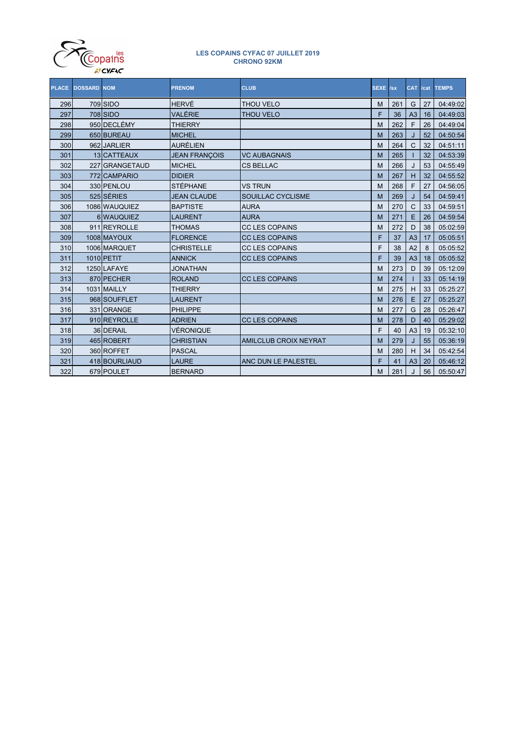**LES COPAINS CYFAC 07 JUILLET 2019**
**CHRONO 92KM**

| PLACE | DOSSARD | NOM | PRENOM | CLUB | SEXE | /sx | CAT | /cat | TEMPS |
|---|---|---|---|---|---|---|---|---|---|
| 296 | 709 | SIDO | HERVÉ | THOU VELO | M | 261 | G | 27 | 04:49:02 |
| 297 | 708 | SIDO | VALÉRIE | THOU VELO | F | 36 | A3 | 16 | 04:49:03 |
| 298 | 950 | DECLÉMY | THIERRY | | M | 262 | F | 26 | 04:49:04 |
| 299 | 650 | BUREAU | MICHEL | | M | 263 | J | 52 | 04:50:54 |
| 300 | 962 | JARLIER | AURÉLIEN | | M | 264 | C | 32 | 04:51:11 |
| 301 | 13 | CATTEAUX | JEAN FRANÇOIS | VC AUBAGNAIS | M | 265 | I | 32 | 04:53:39 |
| 302 | 227 | GRANGETAUD | MICHEL | CS BELLAC | M | 266 | J | 53 | 04:55:49 |
| 303 | 772 | CAMPARIO | DIDIER | | M | 267 | H | 32 | 04:55:52 |
| 304 | 330 | PENLOU | STÉPHANE | VS TRUN | M | 268 | F | 27 | 04:56:05 |
| 305 | 525 | SÉRIES | JEAN CLAUDE | SOUILLAC CYCLISME | M | 269 | J | 54 | 04:59:41 |
| 306 | 1086 | WAUQUIEZ | BAPTISTE | AURA | M | 270 | C | 33 | 04:59:51 |
| 307 | 6 | WAUQUIEZ | LAURENT | AURA | M | 271 | E | 26 | 04:59:54 |
| 308 | 911 | REYROLLE | THOMAS | CC LES COPAINS | M | 272 | D | 38 | 05:02:59 |
| 309 | 1008 | MAYOUX | FLORENCE | CC LES COPAINS | F | 37 | A3 | 17 | 05:05:51 |
| 310 | 1006 | MARQUET | CHRISTELLE | CC LES COPAINS | F | 38 | A2 | 8 | 05:05:52 |
| 311 | 1010 | PETIT | ANNICK | CC LES COPAINS | F | 39 | A3 | 18 | 05:05:52 |
| 312 | 1250 | LAFAYE | JONATHAN | | M | 273 | D | 39 | 05:12:09 |
| 313 | 870 | PECHER | ROLAND | CC LES COPAINS | M | 274 | I | 33 | 05:14:19 |
| 314 | 1031 | MAILLY | THIERRY | | M | 275 | H | 33 | 05:25:27 |
| 315 | 968 | SOUFFLET | LAURENT | | M | 276 | E | 27 | 05:25:27 |
| 316 | 331 | ORANGE | PHILIPPE | | M | 277 | G | 28 | 05:26:47 |
| 317 | 910 | REYROLLE | ADRIEN | CC LES COPAINS | M | 278 | D | 40 | 05:29:02 |
| 318 | 36 | DERAIL | VÉRONIQUE | | F | 40 | A3 | 19 | 05:32:10 |
| 319 | 465 | ROBERT | CHRISTIAN | AMILCLUB CROIX NEYRAT | M | 279 | J | 55 | 05:36:19 |
| 320 | 360 | ROFFET | PASCAL | | M | 280 | H | 34 | 05:42:54 |
| 321 | 418 | BOURLIAUD | LAURE | ANC DUN LE PALESTEL | F | 41 | A3 | 20 | 05:46:12 |
| 322 | 679 | POULET | BERNARD | | M | 281 | J | 56 | 05:50:47 |